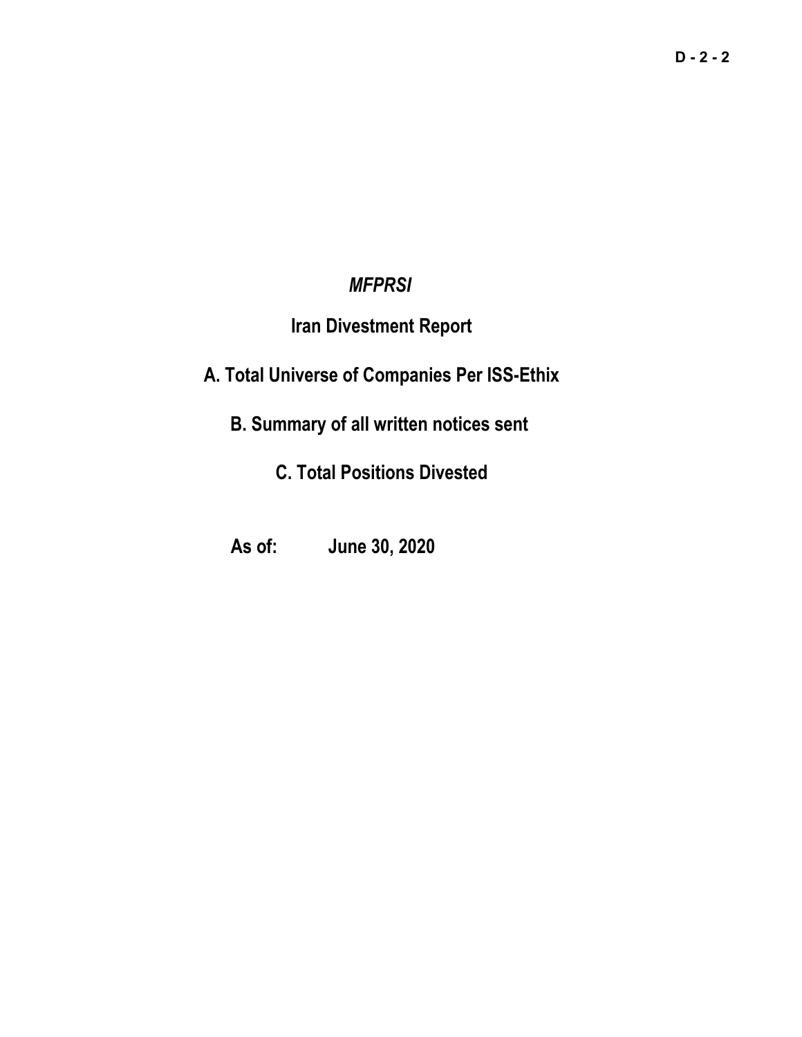D - 2 - 2

***MFPRSI***

**Iran Divestment Report**

**A. Total Universe of Companies Per ISS-Ethix**

**B. Summary of all written notices sent**

**C. Total Positions Divested**

**As of: June 30, 2020**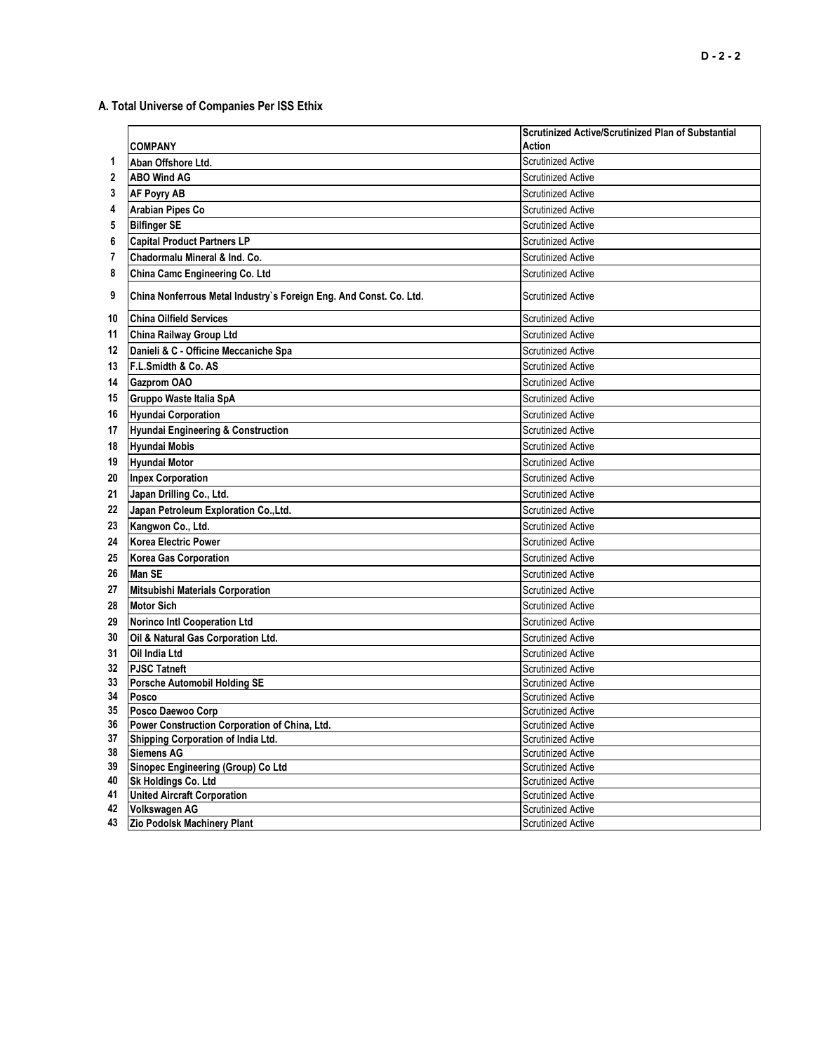## A. Total Universe of Companies Per ISS Ethix

| | COMPANY | Scrutinized Active/Scrutinized Plan of Substantial Action |
|---|---|---|
| 1 | Aban Offshore Ltd. | Scrutinized Active |
| 2 | ABO Wind AG | Scrutinized Active |
| 3 | AF Poyry AB | Scrutinized Active |
| 4 | Arabian Pipes Co | Scrutinized Active |
| 5 | Bilfinger SE | Scrutinized Active |
| 6 | Capital Product Partners LP | Scrutinized Active |
| 7 | Chadormalu Mineral & Ind. Co. | Scrutinized Active |
| 8 | China Camc Engineering Co. Ltd | Scrutinized Active |
| 9 | China Nonferrous Metal Industry`s Foreign Eng. And Const. Co. Ltd. | Scrutinized Active |
| 10 | China Oilfield Services | Scrutinized Active |
| 11 | China Railway Group Ltd | Scrutinized Active |
| 12 | Danieli & C - Officine Meccaniche Spa | Scrutinized Active |
| 13 | F.L.Smidth & Co. AS | Scrutinized Active |
| 14 | Gazprom OAO | Scrutinized Active |
| 15 | Gruppo Waste Italia SpA | Scrutinized Active |
| 16 | Hyundai Corporation | Scrutinized Active |
| 17 | Hyundai Engineering & Construction | Scrutinized Active |
| 18 | Hyundai Mobis | Scrutinized Active |
| 19 | Hyundai Motor | Scrutinized Active |
| 20 | Inpex Corporation | Scrutinized Active |
| 21 | Japan Drilling Co., Ltd. | Scrutinized Active |
| 22 | Japan Petroleum Exploration Co.,Ltd. | Scrutinized Active |
| 23 | Kangwon Co., Ltd. | Scrutinized Active |
| 24 | Korea Electric Power | Scrutinized Active |
| 25 | Korea Gas Corporation | Scrutinized Active |
| 26 | Man SE | Scrutinized Active |
| 27 | Mitsubishi Materials Corporation | Scrutinized Active |
| 28 | Motor Sich | Scrutinized Active |
| 29 | Norinco Intl Cooperation Ltd | Scrutinized Active |
| 30 | Oil & Natural Gas Corporation Ltd. | Scrutinized Active |
| 31 | Oil India Ltd | Scrutinized Active |
| 32 | PJSC Tatneft | Scrutinized Active |
| 33 | Porsche Automobil Holding SE | Scrutinized Active |
| 34 | Posco | Scrutinized Active |
| 35 | Posco Daewoo Corp | Scrutinized Active |
| 36 | Power Construction Corporation of China, Ltd. | Scrutinized Active |
| 37 | Shipping Corporation of India Ltd. | Scrutinized Active |
| 38 | Siemens AG | Scrutinized Active |
| 39 | Sinopec Engineering (Group) Co Ltd | Scrutinized Active |
| 40 | Sk Holdings Co. Ltd | Scrutinized Active |
| 41 | United Aircraft Corporation | Scrutinized Active |
| 42 | Volkswagen AG | Scrutinized Active |
| 43 | Zio Podolsk Machinery Plant | Scrutinized Active |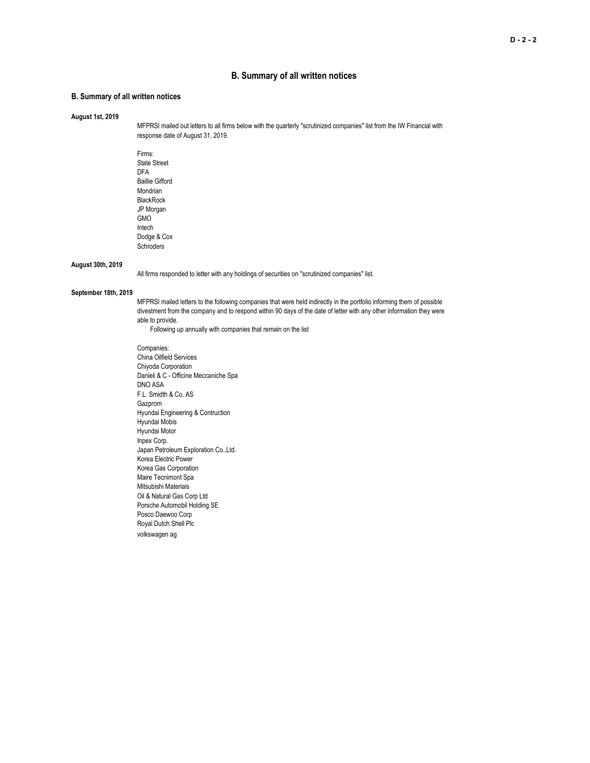# B. Summary of all written notices

## B. Summary of all written notices

**August 1st, 2019**

MFPRSI mailed out letters to all firms below with the quarterly "scrutinized companies" list from the IW Financial with response date of August 31, 2019.

Firms:
State Street
DFA
Baillie Gifford
Mondrian
BlackRock
JP Morgan
GMO
Intech
Dodge & Cox
Schroders

**August 30th, 2019**

All firms responded to letter with any holdings of securities on "scrutinized companies" list.

**September 18th, 2019**

MFPRSI mailed letters to the following companies that were held indirectly in the portfolio informing them of possible divestment from the company and to respond within 90 days of the date of letter with any other information they were able to provide.

Following up annually with companies that remain on the list

Companies:
China Oilfield Services
Chiyoda Corporation
Danieli & C - Officine Meccaniche Spa
DNO ASA
F.L. Smidth & Co. AS
Gazprom
Hyundai Engineering & Contruction
Hyundai Mobis
Hyundai Motor
Inpex Corp.
Japan Petroleum Exploration Co.,Ltd.
Korea Electric Power
Korea Gas Corporation
Maire Tecnimont Spa
Mitsubishi Materials
Oil & Natural Gas Corp Ltd
Porsche Automobil Holding SE
Posco Daewoo Corp
Royal Dutch Shell Plc
volkswagen ag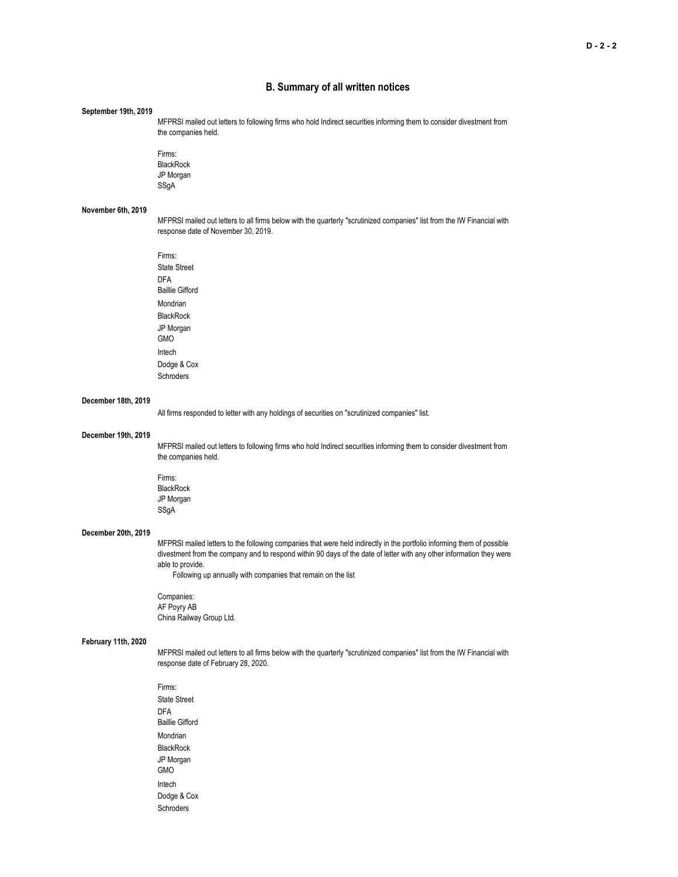## B. Summary of all written notices

**September 19th, 2019**

MFPRSI mailed out letters to following firms who hold Indirect securities informing them to consider divestment from the companies held.

Firms:
BlackRock
JP Morgan
SSgA

**November 6th, 2019**

MFPRSI mailed out letters to all firms below with the quarterly "scrutinized companies" list from the IW Financial with response date of November 30, 2019.

Firms:
State Street
DFA
Baillie Gifford
Mondrian
BlackRock
JP Morgan
GMO
Intech
Dodge & Cox
Schroders

**December 18th, 2019**

All firms responded to letter with any holdings of securities on "scrutinized companies" list.

**December 19th, 2019**

MFPRSI mailed out letters to following firms who hold Indirect securities informing them to consider divestment from the companies held.

Firms:
BlackRock
JP Morgan
SSgA

**December 20th, 2019**

MFPRSI mailed letters to the following companies that were held indirectly in the portfolio informing them of possible divestment from the company and to respond within 90 days of the date of letter with any other information they were able to provide.
Following up annually with companies that remain on the list

Companies:
AF Poyry AB
China Railway Group Ltd.

**February 11th, 2020**

MFPRSI mailed out letters to all firms below with the quarterly "scrutinized companies" list from the IW Financial with response date of February 28, 2020.

Firms:
State Street
DFA
Baillie Gifford
Mondrian
BlackRock
JP Morgan
GMO
Intech
Dodge & Cox
Schroders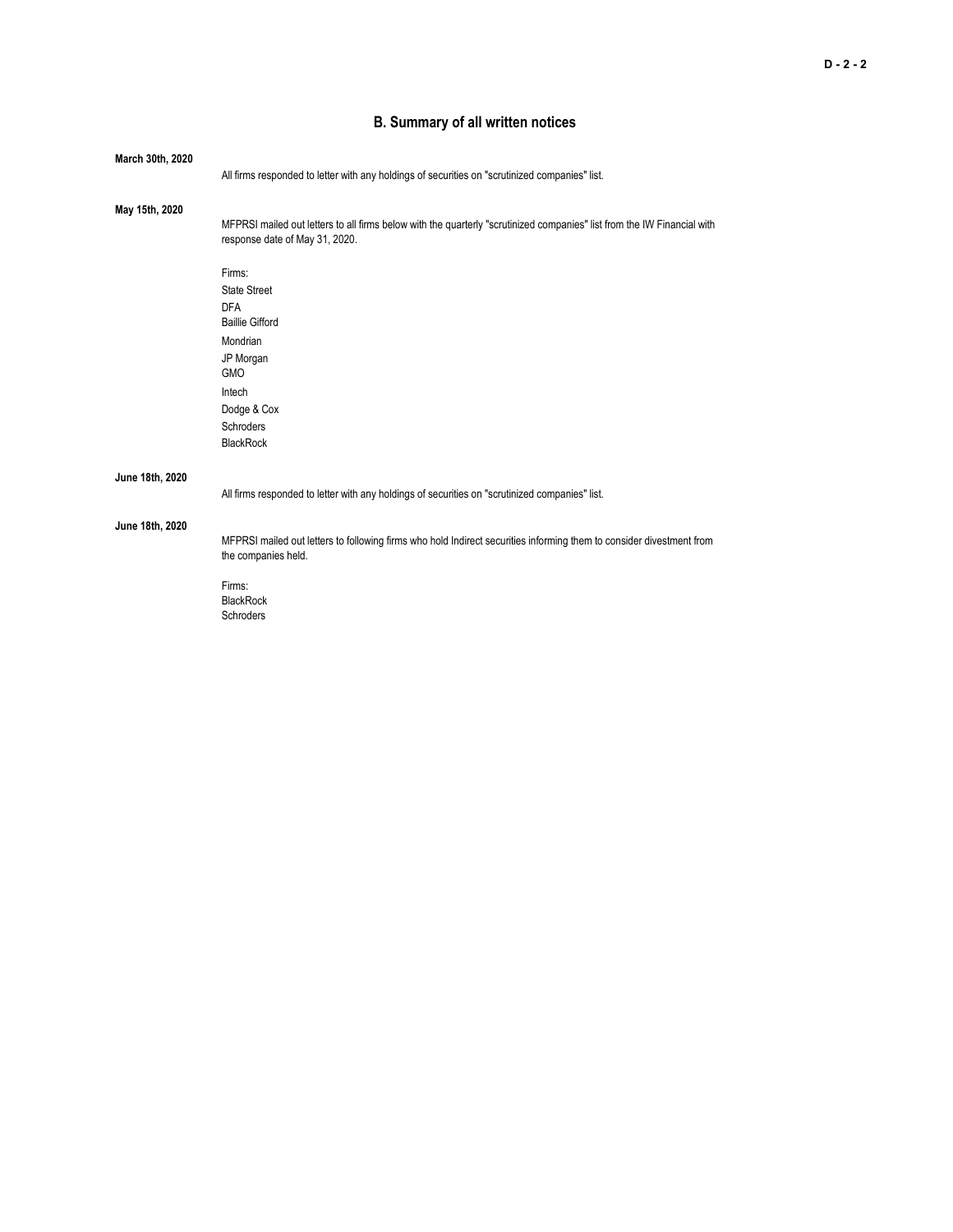## B. Summary of all written notices

**March 30th, 2020**

All firms responded to letter with any holdings of securities on "scrutinized companies" list.

**May 15th, 2020**

MFPRSI mailed out letters to all firms below with the quarterly "scrutinized companies" list from the IW Financial with response date of May 31, 2020.

Firms:
State Street
DFA
Baillie Gifford
Mondrian
JP Morgan
GMO
Intech
Dodge & Cox
Schroders
BlackRock

**June 18th, 2020**

All firms responded to letter with any holdings of securities on "scrutinized companies" list.

**June 18th, 2020**

MFPRSI mailed out letters to following firms who hold Indirect securities informing them to consider divestment from the companies held.

Firms:
BlackRock
Schroders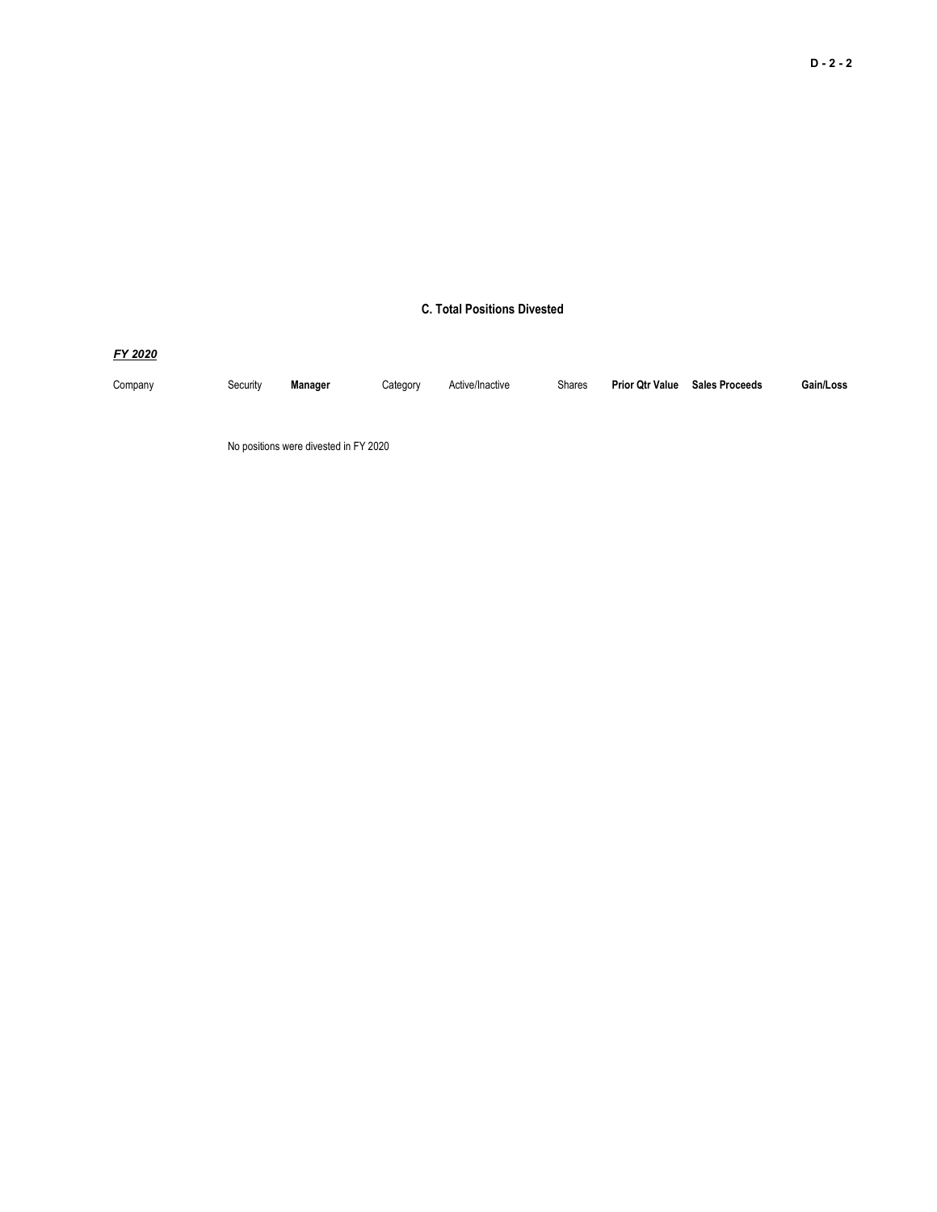## C. Total Positions Divested

***FY 2020***

| Company | Security | **Manager** | Category | Active/Inactive | Shares | **Prior Qtr Value** | **Sales Proceeds** | **Gain/Loss** |
|---|---|---|---|---|---|---|---|---|

No positions were divested in FY 2020